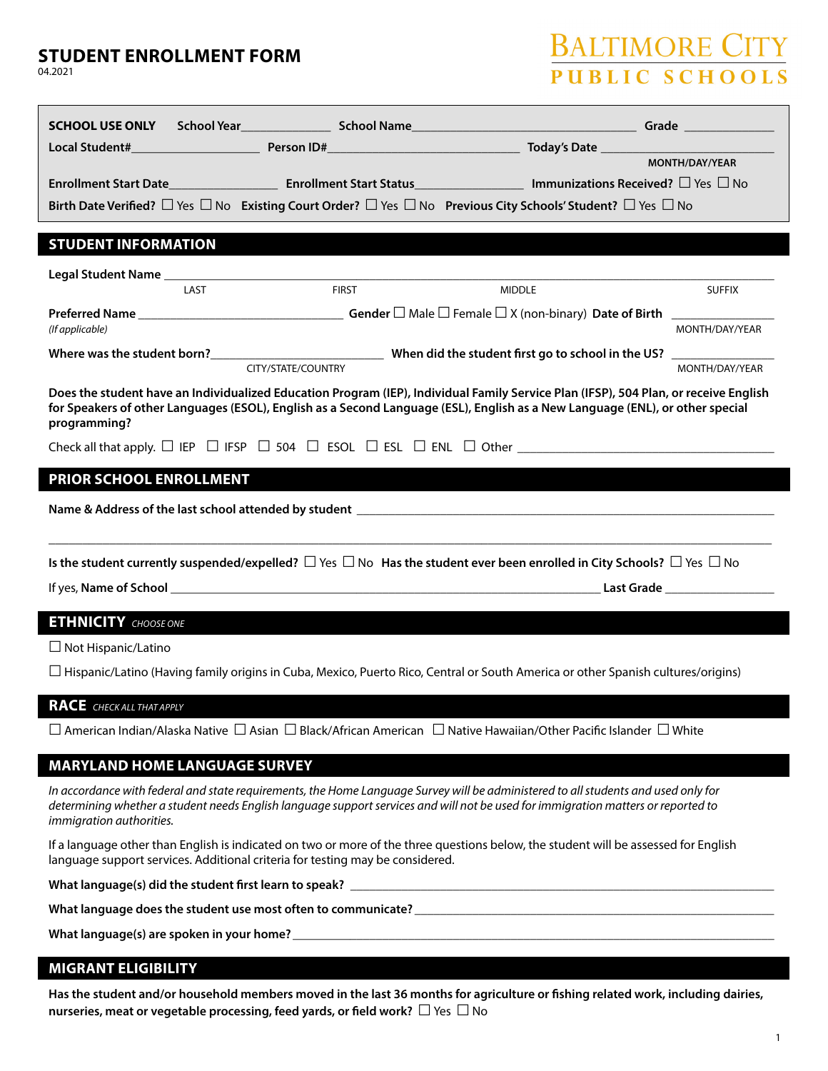# STUDENT ENROLLMENT FORM

04.2021

BALTIMORE CITY PUBLIC SCHOOLS

**SCHOOL USE ONLY** School Year______________ School Name___________________________________ Grade ______________

Local Student#____________________ Person ID#______________________________ Today's Date ______________________ MONTH/DAY/YEAR

Enrollment Start Date_________________ Enrollment Start Status_________________ Immunizations Received? ☐ Yes ☐ No

Birth Date Verified? ☐ Yes ☐ No Existing Court Order? ☐ Yes ☐ No Previous City Schools' Student? ☐ Yes ☐ No

## STUDENT INFORMATION

**Legal Student Name** ______________________________________________________________________________

LAST FIRST MIDDLE SUFFIX

**Preferred Name** ________________________________ **Gender** ☐ Male ☐ Female ☐ X (non-binary) **Date of Birth** ______________
*(If applicable)* MONTH/DAY/YEAR

**Where was the student born?**___________________________ **When did the student first go to school in the US?** ______________
CITY/STATE/COUNTRY MONTH/DAY/YEAR

**Does the student have an Individualized Education Program (IEP), Individual Family Service Plan (IFSP), 504 Plan, or receive English for Speakers of other Languages (ESOL), English as a Second Language (ESL), English as a New Language (ENL), or other special programming?**

Check all that apply. ☐ IEP ☐ IFSP ☐ 504 ☐ ESOL ☐ ESL ☐ ENL ☐ Other ________________________________________

## PRIOR SCHOOL ENROLLMENT

**Name & Address of the last school attended by student** _______________________________________________________________

______________________________________________________________________________________________________

**Is the student currently suspended/expelled?** ☐ Yes ☐ No **Has the student ever been enrolled in City Schools?** ☐ Yes ☐ No

If yes, **Name of School** ______________________________________________________________ **Last Grade** ________________

## ETHNICITY *CHOOSE ONE*

☐ Not Hispanic/Latino

☐ Hispanic/Latino (Having family origins in Cuba, Mexico, Puerto Rico, Central or South America or other Spanish cultures/origins)

## RACE *CHECK ALL THAT APPLY*

☐ American Indian/Alaska Native ☐ Asian ☐ Black/African American ☐ Native Hawaiian/Other Pacific Islander ☐ White

## MARYLAND HOME LANGUAGE SURVEY

*In accordance with federal and state requirements, the Home Language Survey will be administered to all students and used only for determining whether a student needs English language support services and will not be used for immigration matters or reported to immigration authorities.*

If a language other than English is indicated on two or more of the three questions below, the student will be assessed for English language support services. Additional criteria for testing may be considered.

**What language(s) did the student first learn to speak?** ____________________________________________________________

**What language does the student use most often to communicate?** ____________________________________________________

**What language(s) are spoken in your home?** ____________________________________________________________________

## MIGRANT ELIGIBILITY

**Has the student and/or household members moved in the last 36 months for agriculture or fishing related work, including dairies, nurseries, meat or vegetable processing, feed yards, or field work?** ☐ Yes ☐ No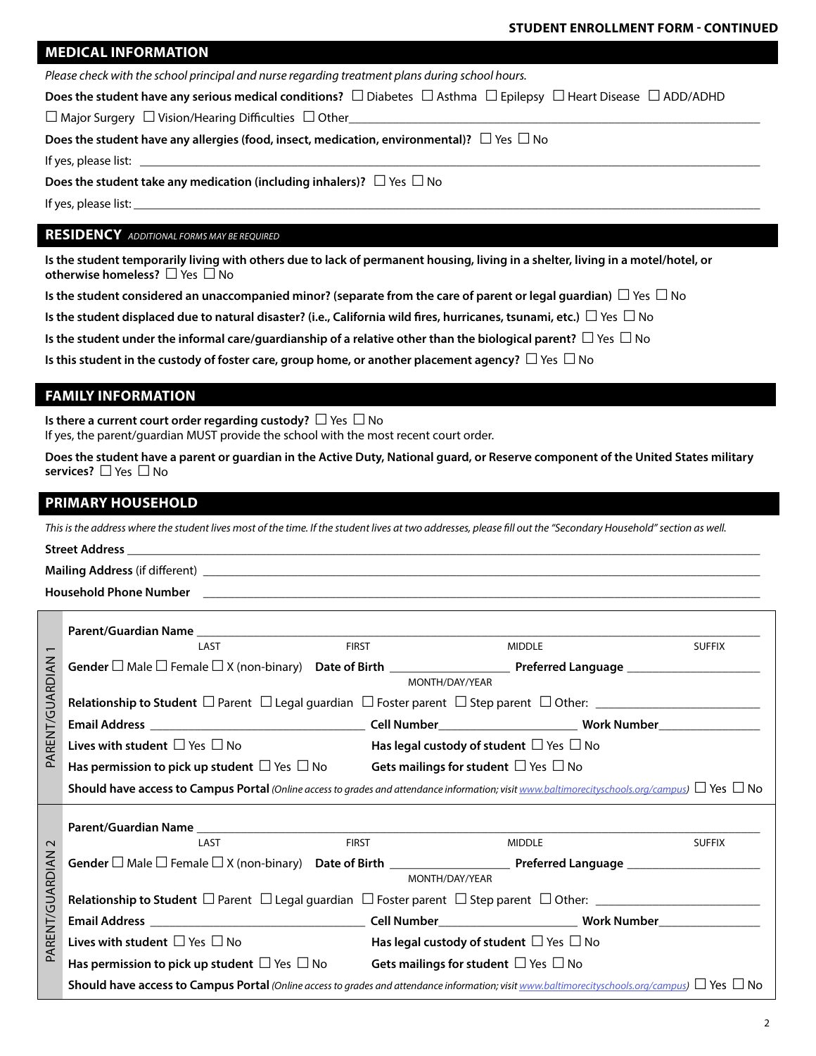STUDENT ENROLLMENT FORM - CONTINUED

## MEDICAL INFORMATION

*Please check with the school principal and nurse regarding treatment plans during school hours.*

**Does the student have any serious medical conditions?** ☐ Diabetes ☐ Asthma ☐ Epilepsy ☐ Heart Disease ☐ ADD/ADHD ☐ Major Surgery ☐ Vision/Hearing Difficulties ☐ Other\_\_\_\_\_\_\_\_\_\_\_\_\_\_\_\_\_\_\_\_

**Does the student have any allergies (food, insect, medication, environmental)?** ☐ Yes ☐ No

If yes, please list: \_\_\_\_\_\_\_\_\_\_\_\_\_\_\_\_\_\_\_\_

**Does the student take any medication (including inhalers)?** ☐ Yes ☐ No

If yes, please list: \_\_\_\_\_\_\_\_\_\_\_\_\_\_\_\_\_\_\_\_

## RESIDENCY *ADDITIONAL FORMS MAY BE REQUIRED*

**Is the student temporarily living with others due to lack of permanent housing, living in a shelter, living in a motel/hotel, or otherwise homeless?** ☐ Yes ☐ No

**Is the student considered an unaccompanied minor? (separate from the care of parent or legal guardian)** ☐ Yes ☐ No

**Is the student displaced due to natural disaster? (i.e., California wild fires, hurricanes, tsunami, etc.)** ☐ Yes ☐ No

**Is the student under the informal care/guardianship of a relative other than the biological parent?** ☐ Yes ☐ No

**Is this student in the custody of foster care, group home, or another placement agency?** ☐ Yes ☐ No

## FAMILY INFORMATION

**Is there a current court order regarding custody?** ☐ Yes ☐ No
If yes, the parent/guardian MUST provide the school with the most recent court order.

**Does the student have a parent or guardian in the Active Duty, National guard, or Reserve component of the United States military services?** ☐ Yes ☐ No

## PRIMARY HOUSEHOLD

*This is the address where the student lives most of the time. If the student lives at two addresses, please fill out the "Secondary Household" section as well.*

**Street Address** \_\_\_\_\_\_\_\_\_\_\_\_\_\_\_\_\_\_\_\_

**Mailing Address** (if different) \_\_\_\_\_\_\_\_\_\_\_\_\_\_\_\_\_\_\_\_

**Household Phone Number** \_\_\_\_\_\_\_\_\_\_\_\_\_\_\_\_\_\_\_\_

### PARENT/GUARDIAN 1

**Parent/Guardian Name** \_\_\_\_\_\_\_\_\_\_\_\_\_\_\_\_\_\_\_\_
LAST FIRST MIDDLE SUFFIX

**Gender** ☐ Male ☐ Female ☐ X (non-binary) **Date of Birth** \_\_\_\_\_\_\_\_\_\_ (MONTH/DAY/YEAR) **Preferred Language** \_\_\_\_\_\_\_\_\_\_

**Relationship to Student** ☐ Parent ☐ Legal guardian ☐ Foster parent ☐ Step parent ☐ Other: \_\_\_\_\_\_\_\_\_\_

**Email Address** \_\_\_\_\_\_\_\_\_\_ **Cell Number**\_\_\_\_\_\_\_\_\_\_ **Work Number**\_\_\_\_\_\_\_\_\_\_

**Lives with student** ☐ Yes ☐ No **Has legal custody of student** ☐ Yes ☐ No

**Has permission to pick up student** ☐ Yes ☐ No **Gets mailings for student** ☐ Yes ☐ No

**Should have access to Campus Portal** *(Online access to grades and attendance information; visit www.baltimorecityschools.org/campus)* ☐ Yes ☐ No

### PARENT/GUARDIAN 2

**Parent/Guardian Name** \_\_\_\_\_\_\_\_\_\_\_\_\_\_\_\_\_\_\_\_
LAST FIRST MIDDLE SUFFIX

**Gender** ☐ Male ☐ Female ☐ X (non-binary) **Date of Birth** \_\_\_\_\_\_\_\_\_\_ (MONTH/DAY/YEAR) **Preferred Language** \_\_\_\_\_\_\_\_\_\_

**Relationship to Student** ☐ Parent ☐ Legal guardian ☐ Foster parent ☐ Step parent ☐ Other: \_\_\_\_\_\_\_\_\_\_

**Email Address** \_\_\_\_\_\_\_\_\_\_ **Cell Number**\_\_\_\_\_\_\_\_\_\_ **Work Number**\_\_\_\_\_\_\_\_\_\_

**Lives with student** ☐ Yes ☐ No **Has legal custody of student** ☐ Yes ☐ No

**Has permission to pick up student** ☐ Yes ☐ No **Gets mailings for student** ☐ Yes ☐ No

**Should have access to Campus Portal** *(Online access to grades and attendance information; visit www.baltimorecityschools.org/campus)* ☐ Yes ☐ No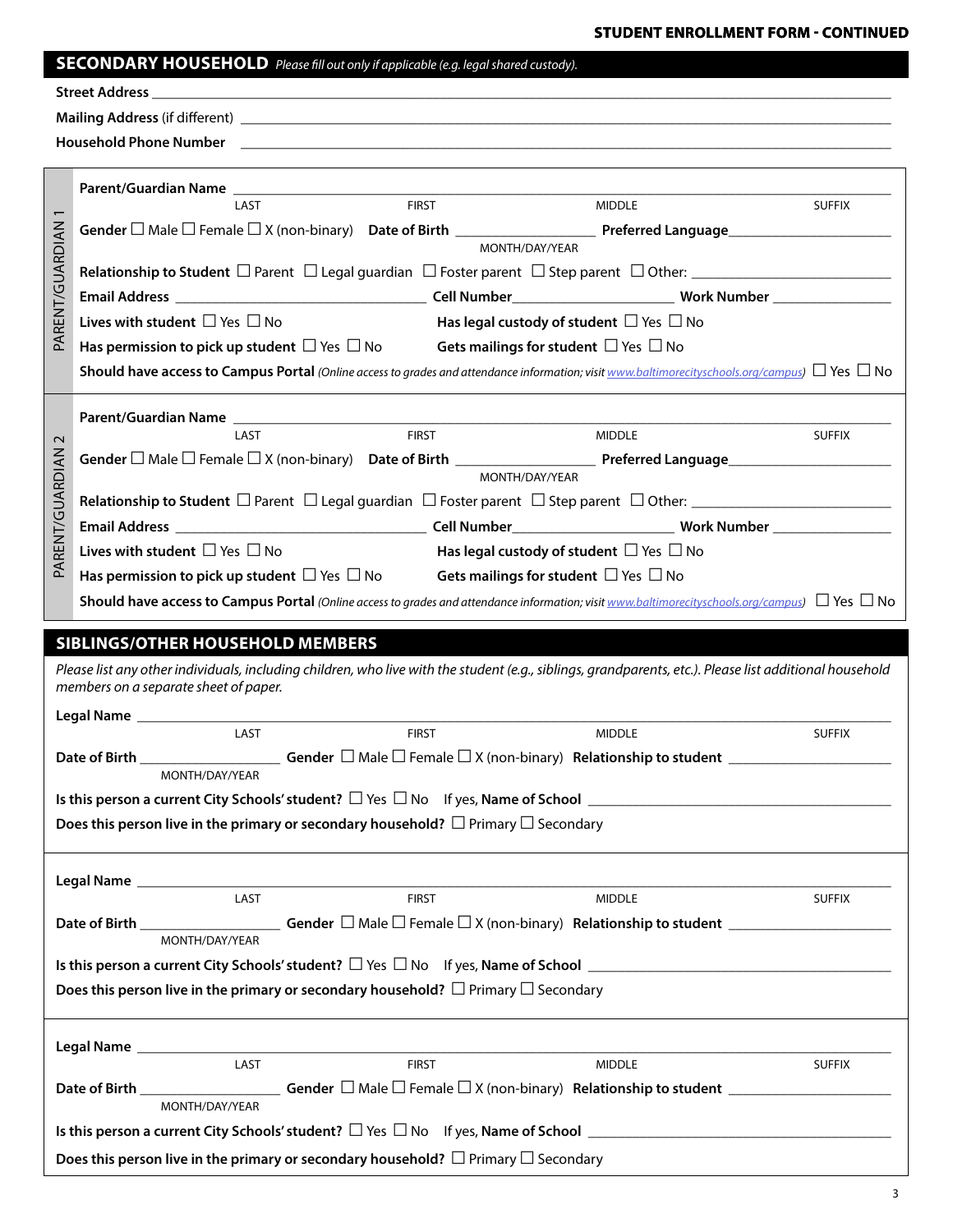**STUDENT ENROLLMENT FORM - CONTINUED**

## SECONDARY HOUSEHOLD *Please fill out only if applicable (e.g. legal shared custody).*

**Street Address** ______________________________

**Mailing Address** (if different) ______________________________

**Household Phone Number** ______________________________

### PARENT/GUARDIAN 1

**Parent/Guardian Name** ______________________________
LAST FIRST MIDDLE SUFFIX

**Gender** ☐ Male ☐ Female ☐ X (non-binary) **Date of Birth** ______________ (MONTH/DAY/YEAR) **Preferred Language** ______________

**Relationship to Student** ☐ Parent ☐ Legal guardian ☐ Foster parent ☐ Step parent ☐ Other: ______________

**Email Address** ______________ **Cell Number** ______________ **Work Number** ______________

**Lives with student** ☐ Yes ☐ No **Has legal custody of student** ☐ Yes ☐ No

**Has permission to pick up student** ☐ Yes ☐ No **Gets mailings for student** ☐ Yes ☐ No

**Should have access to Campus Portal** *(Online access to grades and attendance information; visit www.baltimorecityschools.org/campus)* ☐ Yes ☐ No

### PARENT/GUARDIAN 2

**Parent/Guardian Name** ______________________________
LAST FIRST MIDDLE SUFFIX

**Gender** ☐ Male ☐ Female ☐ X (non-binary) **Date of Birth** ______________ (MONTH/DAY/YEAR) **Preferred Language** ______________

**Relationship to Student** ☐ Parent ☐ Legal guardian ☐ Foster parent ☐ Step parent ☐ Other: ______________

**Email Address** ______________ **Cell Number** ______________ **Work Number** ______________

**Lives with student** ☐ Yes ☐ No **Has legal custody of student** ☐ Yes ☐ No

**Has permission to pick up student** ☐ Yes ☐ No **Gets mailings for student** ☐ Yes ☐ No

**Should have access to Campus Portal** *(Online access to grades and attendance information; visit www.baltimorecityschools.org/campus)* ☐ Yes ☐ No

## SIBLINGS/OTHER HOUSEHOLD MEMBERS

*Please list any other individuals, including children, who live with the student (e.g., siblings, grandparents, etc.). Please list additional household members on a separate sheet of paper.*

**Legal Name** ______________________________
LAST FIRST MIDDLE SUFFIX

**Date of Birth** ______________ (MONTH/DAY/YEAR) **Gender** ☐ Male ☐ Female ☐ X (non-binary) **Relationship to student** ______________

**Is this person a current City Schools' student?** ☐ Yes ☐ No If yes, **Name of School** ______________

**Does this person live in the primary or secondary household?** ☐ Primary ☐ Secondary

---

**Legal Name** ______________________________
LAST FIRST MIDDLE SUFFIX

**Date of Birth** ______________ (MONTH/DAY/YEAR) **Gender** ☐ Male ☐ Female ☐ X (non-binary) **Relationship to student** ______________

**Is this person a current City Schools' student?** ☐ Yes ☐ No If yes, **Name of School** ______________

**Does this person live in the primary or secondary household?** ☐ Primary ☐ Secondary

---

**Legal Name** ______________________________
LAST FIRST MIDDLE SUFFIX

**Date of Birth** ______________ (MONTH/DAY/YEAR) **Gender** ☐ Male ☐ Female ☐ X (non-binary) **Relationship to student** ______________

**Is this person a current City Schools' student?** ☐ Yes ☐ No If yes, **Name of School** ______________

**Does this person live in the primary or secondary household?** ☐ Primary ☐ Secondary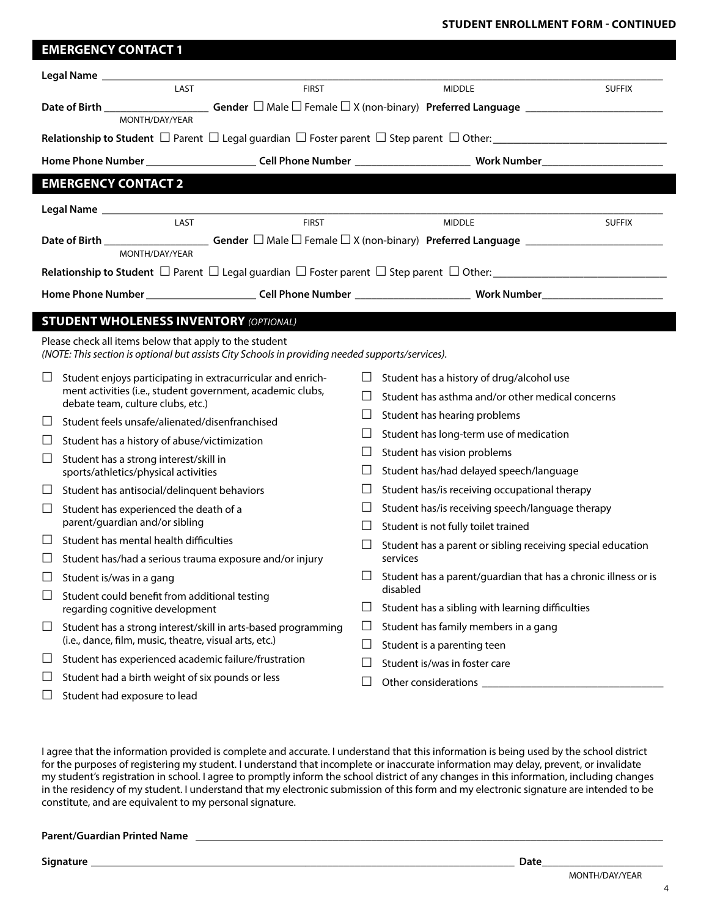**STUDENT ENROLLMENT FORM - CONTINUED**

## EMERGENCY CONTACT 1

**Legal Name** ______________________________________________________________
LAST FIRST MIDDLE SUFFIX

**Date of Birth** ________________ (MONTH/DAY/YEAR) **Gender** ☐ Male ☐ Female ☐ X (non-binary) **Preferred Language** ____________________

**Relationship to Student** ☐ Parent ☐ Legal guardian ☐ Foster parent ☐ Step parent ☐ Other: ____________________

**Home Phone Number** ________________ **Cell Phone Number** ________________ **Work Number** ________________

## EMERGENCY CONTACT 2

**Legal Name** ______________________________________________________________
LAST FIRST MIDDLE SUFFIX

**Date of Birth** ________________ (MONTH/DAY/YEAR) **Gender** ☐ Male ☐ Female ☐ X (non-binary) **Preferred Language** ____________________

**Relationship to Student** ☐ Parent ☐ Legal guardian ☐ Foster parent ☐ Step parent ☐ Other: ____________________

**Home Phone Number** ________________ **Cell Phone Number** ________________ **Work Number** ________________

## STUDENT WHOLENESS INVENTORY *(OPTIONAL)*

Please check all items below that apply to the student
*(NOTE: This section is optional but assists City Schools in providing needed supports/services).*

- ☐ Student enjoys participating in extracurricular and enrichment activities (i.e., student government, academic clubs, debate team, culture clubs, etc.)
- ☐ Student feels unsafe/alienated/disenfranchised
- ☐ Student has a history of abuse/victimization
- ☐ Student has a strong interest/skill in sports/athletics/physical activities
- ☐ Student has antisocial/delinquent behaviors
- ☐ Student has experienced the death of a parent/guardian and/or sibling
- ☐ Student has mental health difficulties
- ☐ Student has/had a serious trauma exposure and/or injury
- ☐ Student is/was in a gang
- ☐ Student could benefit from additional testing regarding cognitive development
- ☐ Student has a strong interest/skill in arts-based programming (i.e., dance, film, music, theatre, visual arts, etc.)
- ☐ Student has experienced academic failure/frustration
- ☐ Student had a birth weight of six pounds or less
- ☐ Student had exposure to lead
- ☐ Student has a history of drug/alcohol use
- ☐ Student has asthma and/or other medical concerns
- ☐ Student has hearing problems
- ☐ Student has long-term use of medication
- ☐ Student has vision problems
- ☐ Student has/had delayed speech/language
- ☐ Student has/is receiving occupational therapy
- ☐ Student has/is receiving speech/language therapy
- ☐ Student is not fully toilet trained
- ☐ Student has a parent or sibling receiving special education services
- ☐ Student has a parent/guardian that has a chronic illness or is disabled
- ☐ Student has a sibling with learning difficulties
- ☐ Student has family members in a gang
- ☐ Student is a parenting teen
- ☐ Student is/was in foster care
- ☐ Other considerations ____________________

I agree that the information provided is complete and accurate. I understand that this information is being used by the school district for the purposes of registering my student. I understand that incomplete or inaccurate information may delay, prevent, or invalidate my student's registration in school. I agree to promptly inform the school district of any changes in this information, including changes in the residency of my student. I understand that my electronic submission of this form and my electronic signature are intended to be constitute, and are equivalent to my personal signature.

**Parent/Guardian Printed Name** ______________________________________________

**Signature** ______________________________________________ **Date** ________________
MONTH/DAY/YEAR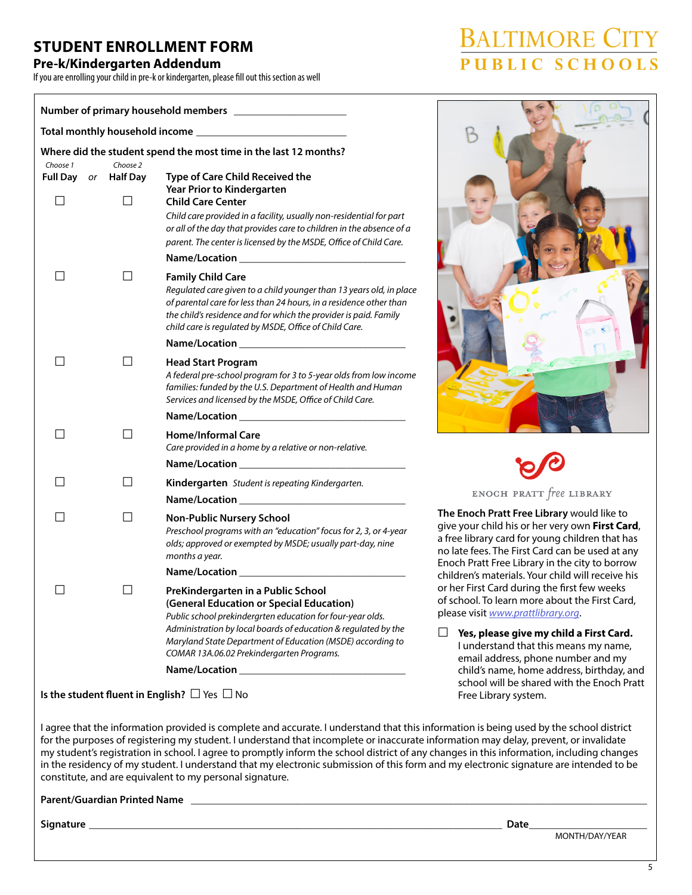# STUDENT ENROLLMENT FORM

## Pre-k/Kindergarten Addendum

If you are enrolling your child in pre-k or kindergarten, please fill out this section as well

BALTIMORE CITY PUBLIC SCHOOLS

**Number of primary household members** ____________________

**Total monthly household income** ____________________________

**Where did the student spend the most time in the last 12 months?**

| *Choose 1* Full Day | or | *Choose 2* Half Day | Type of Care Child Received the Year Prior to Kindergarten |
|---|---|---|---|
| ☐ | | ☐ | **Child Care Center** *Child care provided in a facility, usually non-residential for part or all of the day that provides care to children in the absence of a parent. The center is licensed by the MSDE, Office of Child Care.* **Name/Location** ________________ |
| ☐ | | ☐ | **Family Child Care** *Regulated care given to a child younger than 13 years old, in place of parental care for less than 24 hours, in a residence other than the child's residence and for which the provider is paid. Family child care is regulated by MSDE, Office of Child Care.* **Name/Location** ________________ |
| ☐ | | ☐ | **Head Start Program** *A federal pre-school program for 3 to 5-year olds from low income families: funded by the U.S. Department of Health and Human Services and licensed by the MSDE, Office of Child Care.* **Name/Location** ________________ |
| ☐ | | ☐ | **Home/Informal Care** *Care provided in a home by a relative or non-relative.* **Name/Location** ________________ |
| ☐ | | ☐ | **Kindergarten** *Student is repeating Kindergarten.* **Name/Location** ________________ |
| ☐ | | ☐ | **Non-Public Nursery School** *Preschool programs with an "education" focus for 2, 3, or 4-year olds; approved or exempted by MSDE; usually part-day, nine months a year.* **Name/Location** ________________ |
| ☐ | | ☐ | **PreKindergarten in a Public School (General Education or Special Education)** *Public school prekindergrten education for four-year olds. Administration by local boards of education & regulated by the Maryland State Department of Education (MSDE) according to COMAR 13A.06.02 Prekindergarten Programs.* **Name/Location** ________________ |

**Is the student fluent in English?** ☐ Yes ☐ No

ENOCH PRATT *free* LIBRARY

**The Enoch Pratt Free Library** would like to give your child his or her very own **First Card**, a free library card for young children that has no late fees. The First Card can be used at any Enoch Pratt Free Library in the city to borrow children's materials. Your child will receive his or her First Card during the first few weeks of school. To learn more about the First Card, please visit www.prattlibrary.org.

☐ **Yes, please give my child a First Card.** I understand that this means my name, email address, phone number and my child's name, home address, birthday, and school will be shared with the Enoch Pratt Free Library system.

I agree that the information provided is complete and accurate. I understand that this information is being used by the school district for the purposes of registering my student. I understand that incomplete or inaccurate information may delay, prevent, or invalidate my student's registration in school. I agree to promptly inform the school district of any changes in this information, including changes in the residency of my student. I understand that my electronic submission of this form and my electronic signature are intended to be constitute, and are equivalent to my personal signature.

**Parent/Guardian Printed Name** ________________________________________

**Signature** ________________________________________ **Date** ____________
MONTH/DAY/YEAR